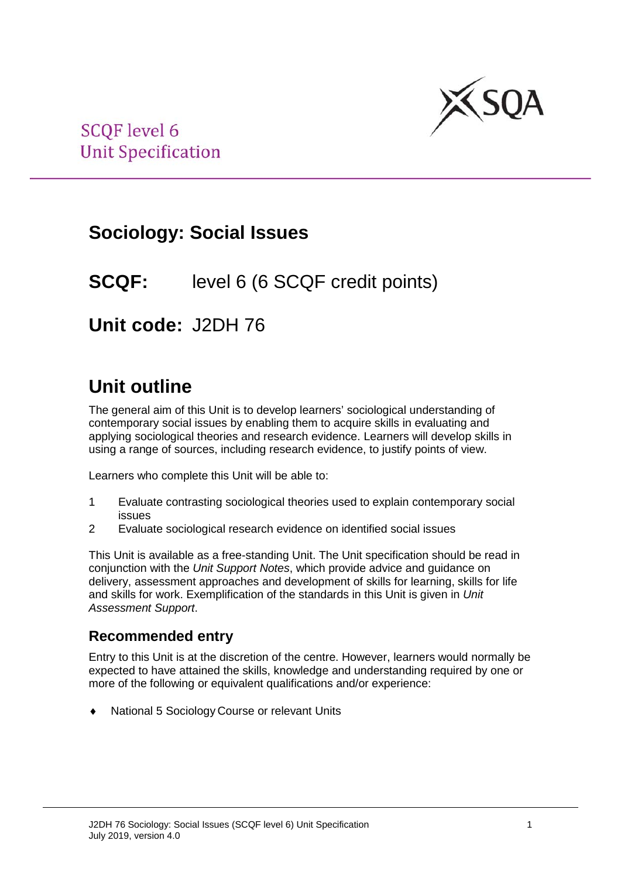SCQF level 6
Unit Specification

# Sociology: Social Issues

## SCQF: level 6 (6 SCQF credit points)

## Unit code: J2DH 76

## Unit outline

The general aim of this Unit is to develop learners' sociological understanding of contemporary social issues by enabling them to acquire skills in evaluating and applying sociological theories and research evidence. Learners will develop skills in using a range of sources, including research evidence, to justify points of view.

Learners who complete this Unit will be able to:

1. Evaluate contrasting sociological theories used to explain contemporary social issues
2. Evaluate sociological research evidence on identified social issues

This Unit is available as a free-standing Unit. The Unit specification should be read in conjunction with the *Unit Support Notes*, which provide advice and guidance on delivery, assessment approaches and development of skills for learning, skills for life and skills for work. Exemplification of the standards in this Unit is given in *Unit Assessment Support*.

### Recommended entry

Entry to this Unit is at the discretion of the centre. However, learners would normally be expected to have attained the skills, knowledge and understanding required by one or more of the following or equivalent qualifications and/or experience:

- National 5 Sociology Course or relevant Units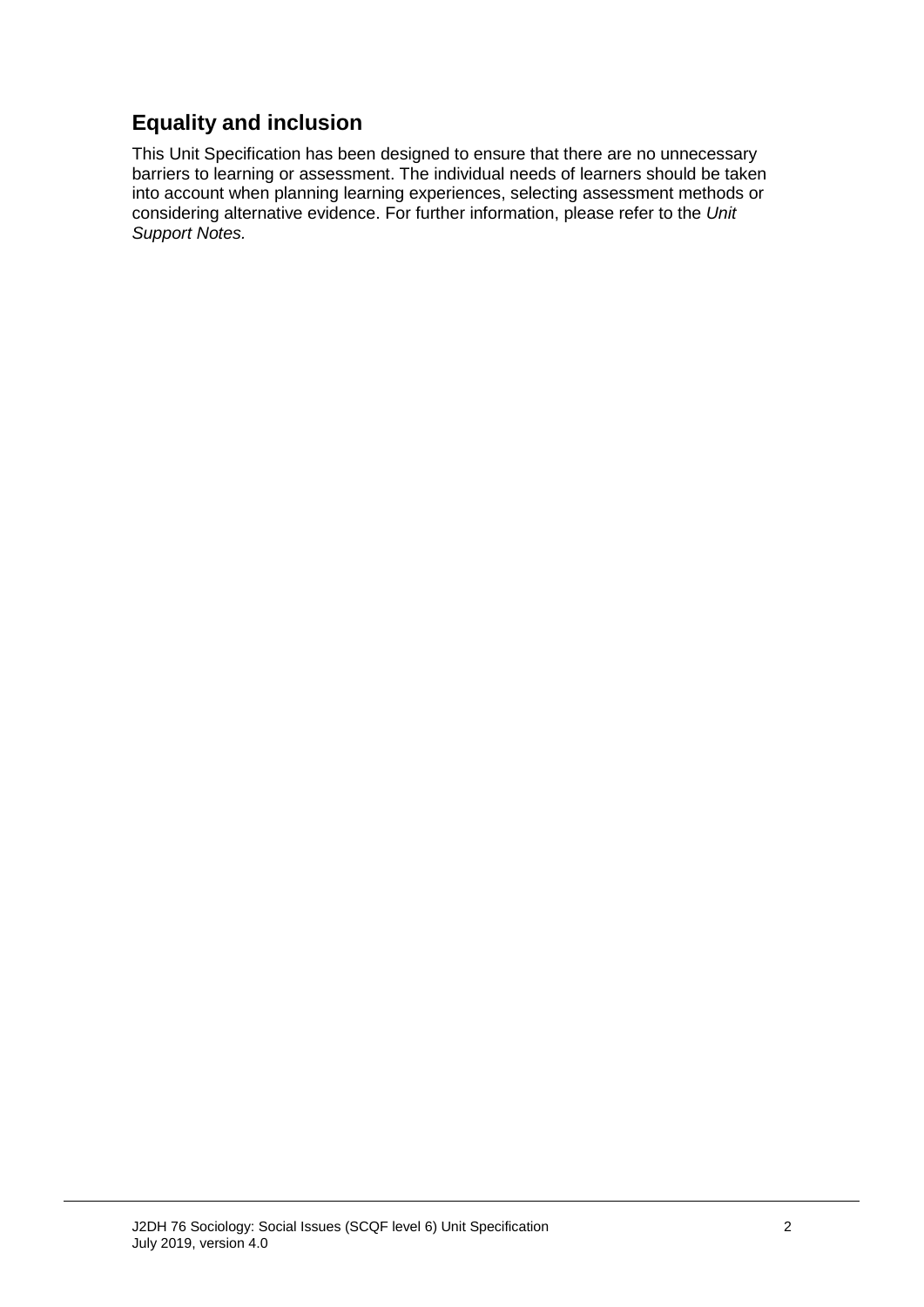## Equality and inclusion

This Unit Specification has been designed to ensure that there are no unnecessary barriers to learning or assessment. The individual needs of learners should be taken into account when planning learning experiences, selecting assessment methods or considering alternative evidence. For further information, please refer to the *Unit Support Notes.*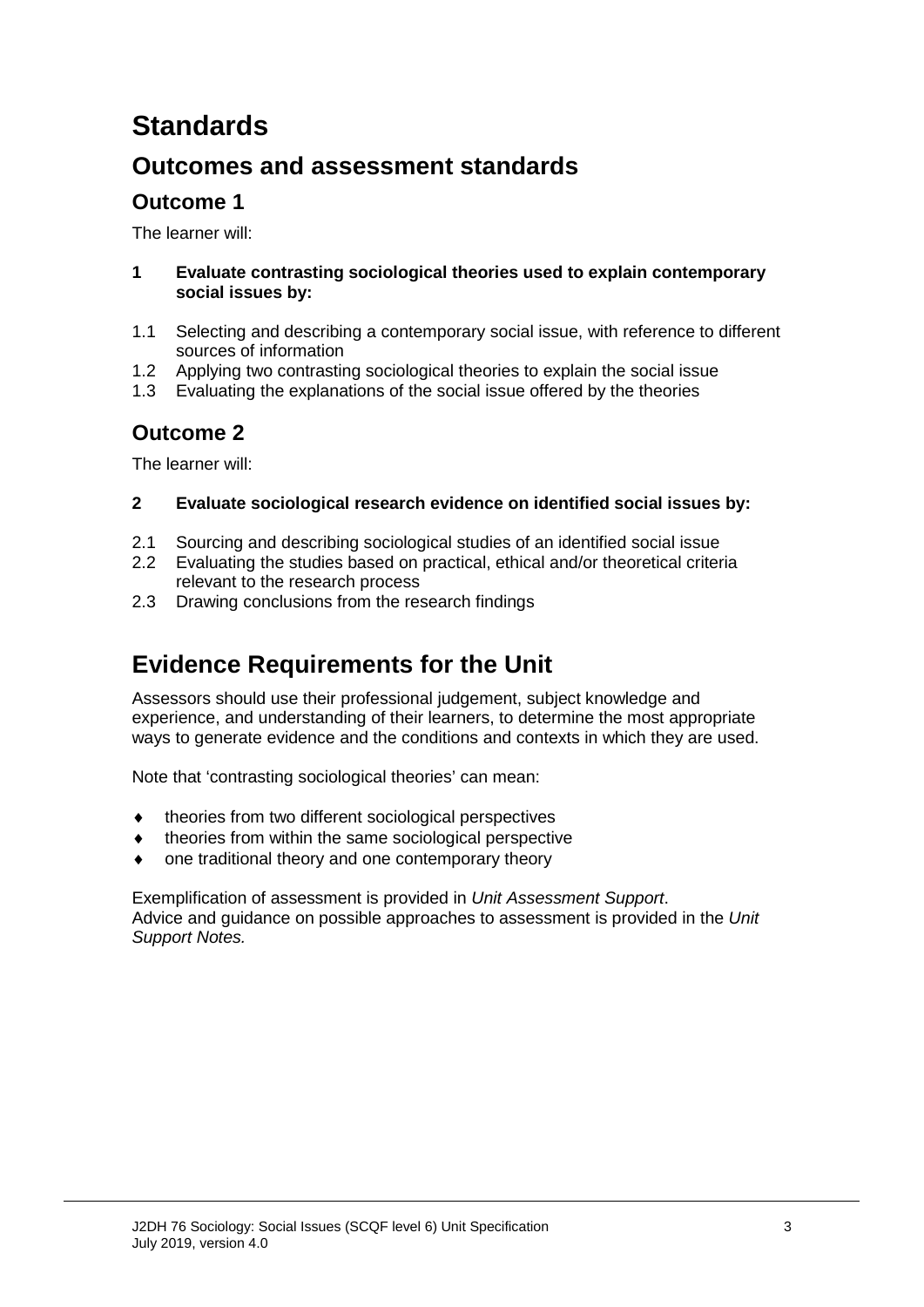# Standards

## Outcomes and assessment standards

### Outcome 1

The learner will:

**1 Evaluate contrasting sociological theories used to explain contemporary social issues by:**

1.1 Selecting and describing a contemporary social issue, with reference to different sources of information
1.2 Applying two contrasting sociological theories to explain the social issue
1.3 Evaluating the explanations of the social issue offered by the theories

### Outcome 2

The learner will:

**2 Evaluate sociological research evidence on identified social issues by:**

2.1 Sourcing and describing sociological studies of an identified social issue
2.2 Evaluating the studies based on practical, ethical and/or theoretical criteria relevant to the research process
2.3 Drawing conclusions from the research findings

# Evidence Requirements for the Unit

Assessors should use their professional judgement, subject knowledge and experience, and understanding of their learners, to determine the most appropriate ways to generate evidence and the conditions and contexts in which they are used.

Note that 'contrasting sociological theories' can mean:

- theories from two different sociological perspectives
- theories from within the same sociological perspective
- one traditional theory and one contemporary theory

Exemplification of assessment is provided in *Unit Assessment Support*.
Advice and guidance on possible approaches to assessment is provided in the *Unit Support Notes.*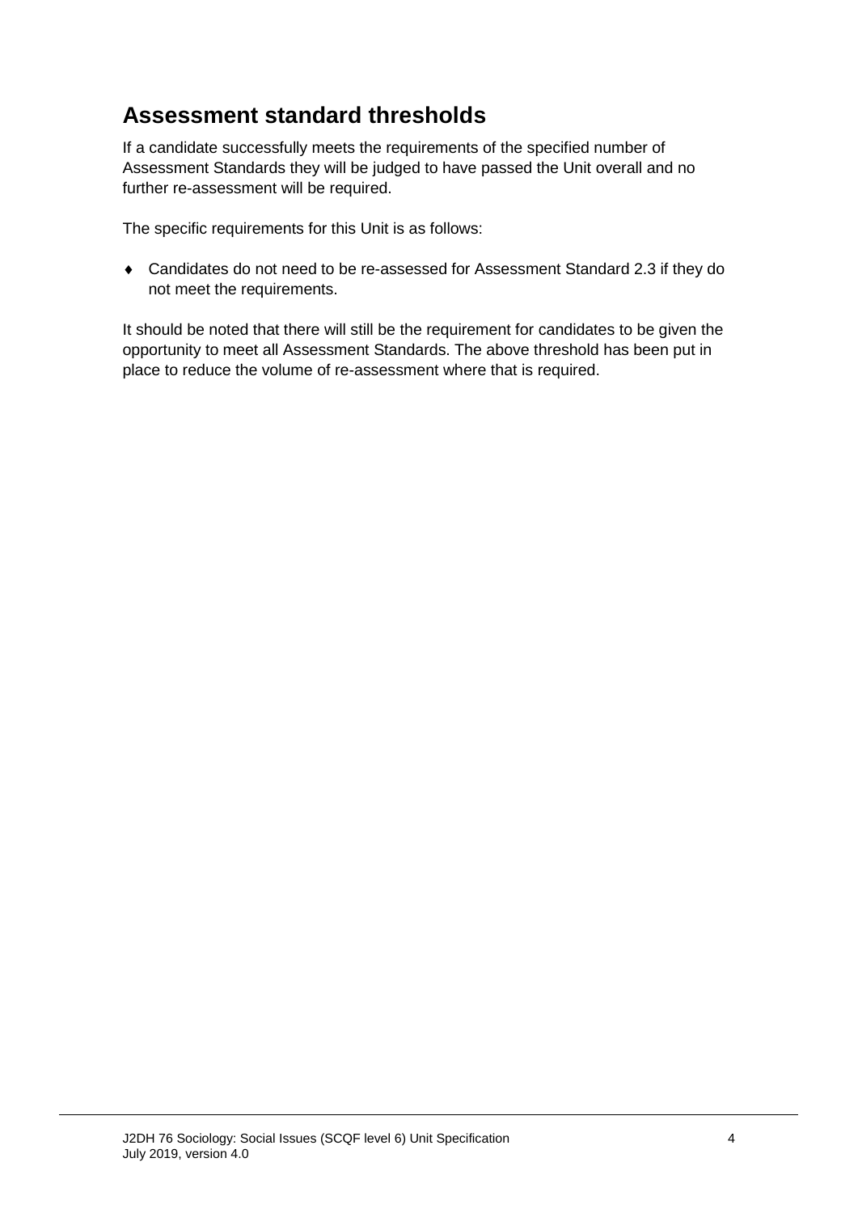## Assessment standard thresholds

If a candidate successfully meets the requirements of the specified number of Assessment Standards they will be judged to have passed the Unit overall and no further re-assessment will be required.

The specific requirements for this Unit is as follows:

- Candidates do not need to be re-assessed for Assessment Standard 2.3 if they do not meet the requirements.

It should be noted that there will still be the requirement for candidates to be given the opportunity to meet all Assessment Standards. The above threshold has been put in place to reduce the volume of re-assessment where that is required.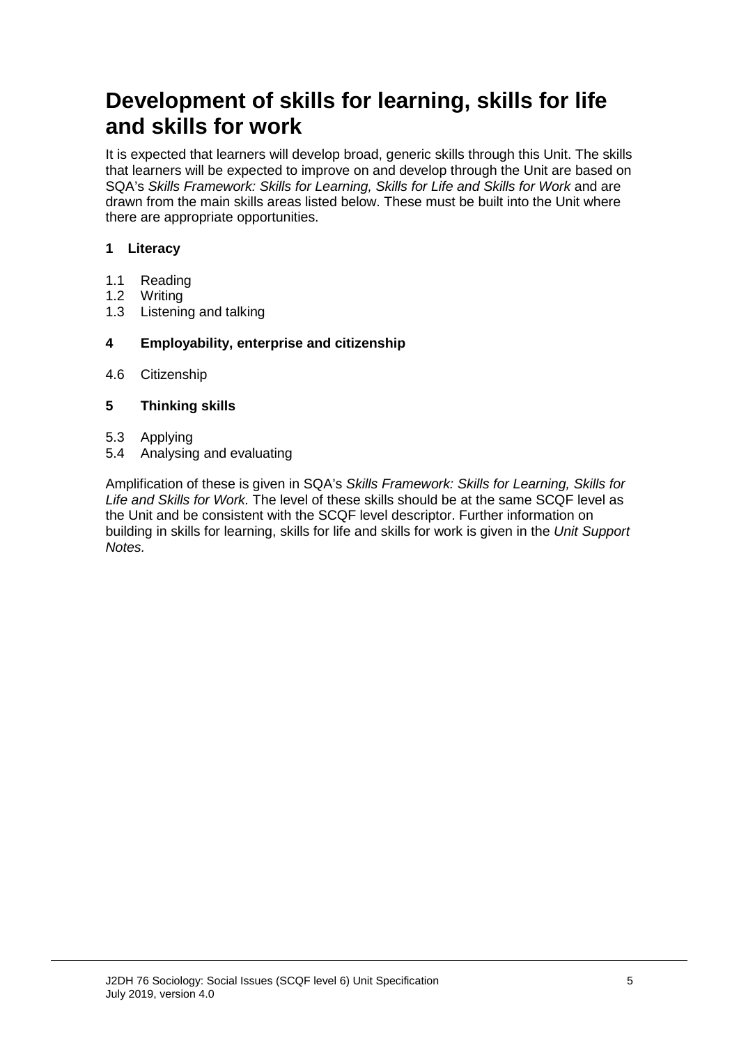# Development of skills for learning, skills for life and skills for work

It is expected that learners will develop broad, generic skills through this Unit. The skills that learners will be expected to improve on and develop through the Unit are based on SQA's *Skills Framework: Skills for Learning, Skills for Life and Skills for Work* and are drawn from the main skills areas listed below. These must be built into the Unit where there are appropriate opportunities.

**1 Literacy**

1.1 Reading
1.2 Writing
1.3 Listening and talking

**4 Employability, enterprise and citizenship**

4.6 Citizenship

**5 Thinking skills**

5.3 Applying
5.4 Analysing and evaluating

Amplification of these is given in SQA's *Skills Framework: Skills for Learning, Skills for Life and Skills for Work.* The level of these skills should be at the same SCQF level as the Unit and be consistent with the SCQF level descriptor. Further information on building in skills for learning, skills for life and skills for work is given in the *Unit Support Notes.*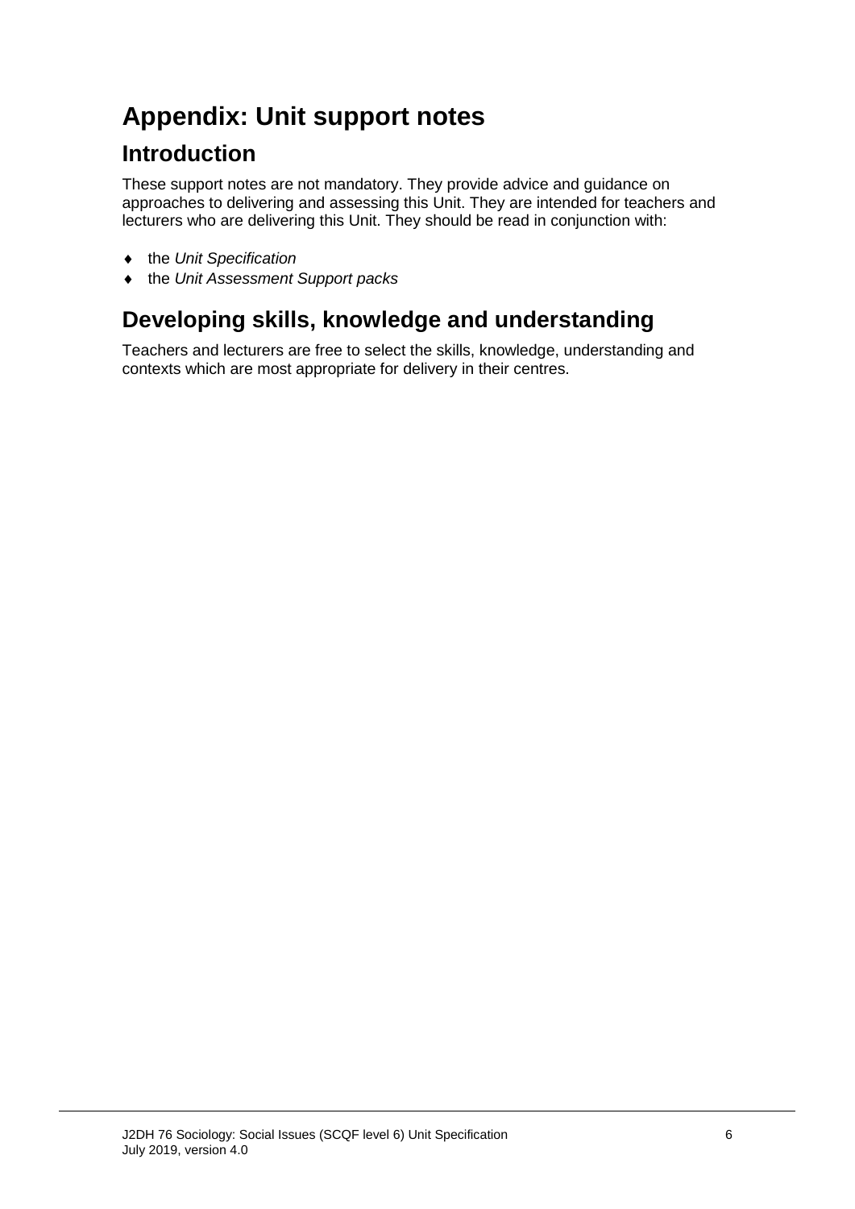# Appendix: Unit support notes

## Introduction

These support notes are not mandatory. They provide advice and guidance on approaches to delivering and assessing this Unit. They are intended for teachers and lecturers who are delivering this Unit. They should be read in conjunction with:

- the *Unit Specification*
- the *Unit Assessment Support packs*

## Developing skills, knowledge and understanding

Teachers and lecturers are free to select the skills, knowledge, understanding and contexts which are most appropriate for delivery in their centres.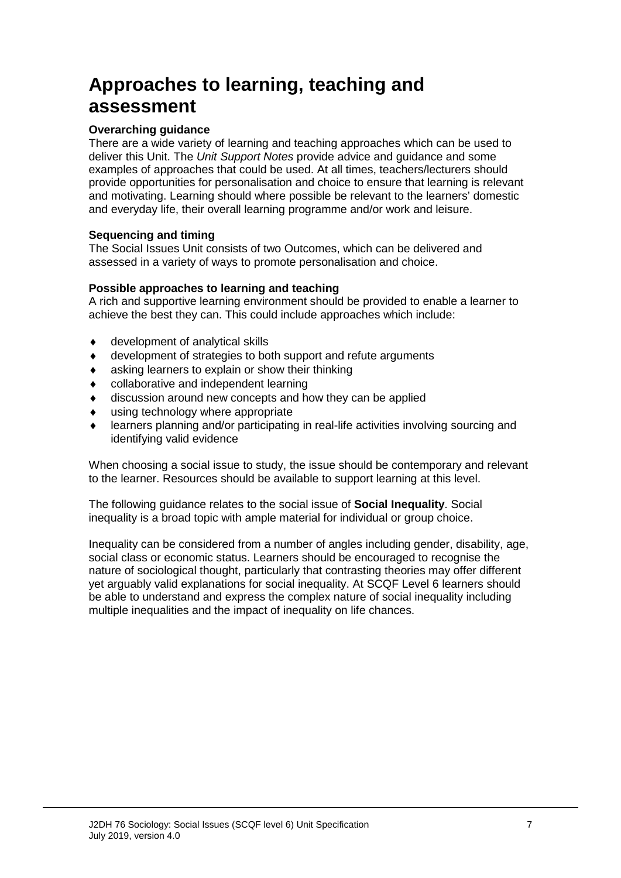# Approaches to learning, teaching and assessment

**Overarching guidance**

There are a wide variety of learning and teaching approaches which can be used to deliver this Unit. The *Unit Support Notes* provide advice and guidance and some examples of approaches that could be used. At all times, teachers/lecturers should provide opportunities for personalisation and choice to ensure that learning is relevant and motivating. Learning should where possible be relevant to the learners' domestic and everyday life, their overall learning programme and/or work and leisure.

**Sequencing and timing**

The Social Issues Unit consists of two Outcomes, which can be delivered and assessed in a variety of ways to promote personalisation and choice.

**Possible approaches to learning and teaching**

A rich and supportive learning environment should be provided to enable a learner to achieve the best they can. This could include approaches which include:

- development of analytical skills
- development of strategies to both support and refute arguments
- asking learners to explain or show their thinking
- collaborative and independent learning
- discussion around new concepts and how they can be applied
- using technology where appropriate
- learners planning and/or participating in real-life activities involving sourcing and identifying valid evidence

When choosing a social issue to study, the issue should be contemporary and relevant to the learner. Resources should be available to support learning at this level.

The following guidance relates to the social issue of **Social Inequality**. Social inequality is a broad topic with ample material for individual or group choice.

Inequality can be considered from a number of angles including gender, disability, age, social class or economic status. Learners should be encouraged to recognise the nature of sociological thought, particularly that contrasting theories may offer different yet arguably valid explanations for social inequality. At SCQF Level 6 learners should be able to understand and express the complex nature of social inequality including multiple inequalities and the impact of inequality on life chances.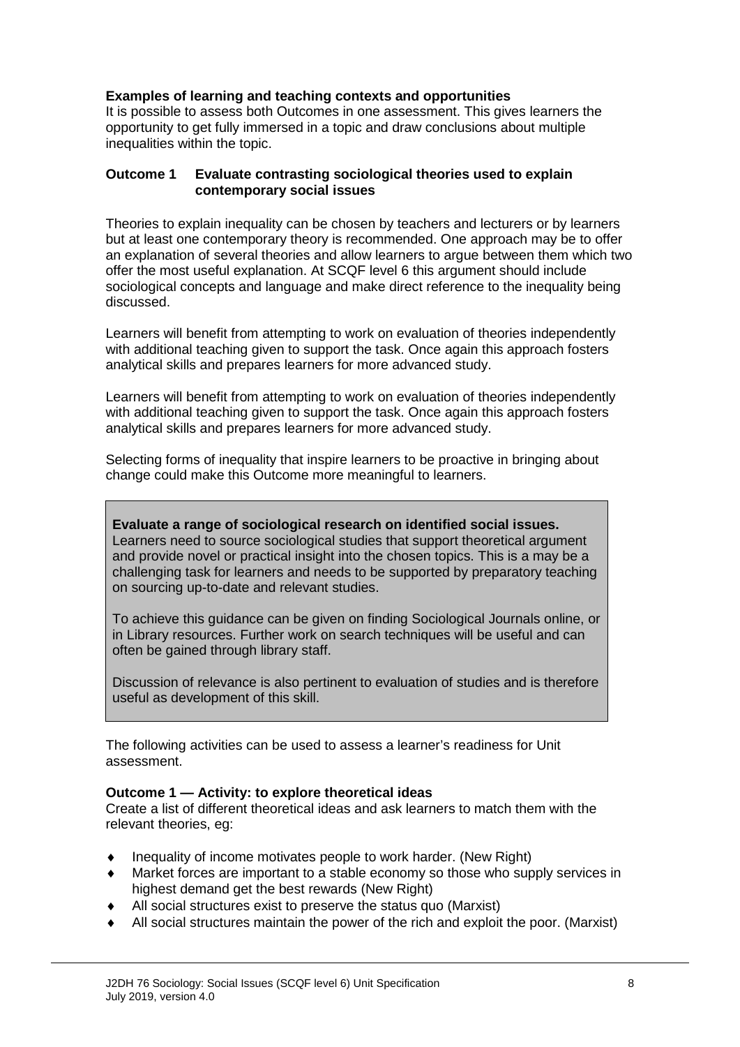**Examples of learning and teaching contexts and opportunities**
It is possible to assess both Outcomes in one assessment. This gives learners the opportunity to get fully immersed in a topic and draw conclusions about multiple inequalities within the topic.

**Outcome 1 Evaluate contrasting sociological theories used to explain contemporary social issues**

Theories to explain inequality can be chosen by teachers and lecturers or by learners but at least one contemporary theory is recommended. One approach may be to offer an explanation of several theories and allow learners to argue between them which two offer the most useful explanation. At SCQF level 6 this argument should include sociological concepts and language and make direct reference to the inequality being discussed.

Learners will benefit from attempting to work on evaluation of theories independently with additional teaching given to support the task. Once again this approach fosters analytical skills and prepares learners for more advanced study.

Learners will benefit from attempting to work on evaluation of theories independently with additional teaching given to support the task. Once again this approach fosters analytical skills and prepares learners for more advanced study.

Selecting forms of inequality that inspire learners to be proactive in bringing about change could make this Outcome more meaningful to learners.

**Evaluate a range of sociological research on identified social issues.**
Learners need to source sociological studies that support theoretical argument and provide novel or practical insight into the chosen topics. This is a may be a challenging task for learners and needs to be supported by preparatory teaching on sourcing up-to-date and relevant studies.

To achieve this guidance can be given on finding Sociological Journals online, or in Library resources. Further work on search techniques will be useful and can often be gained through library staff.

Discussion of relevance is also pertinent to evaluation of studies and is therefore useful as development of this skill.

The following activities can be used to assess a learner's readiness for Unit assessment.

**Outcome 1 — Activity: to explore theoretical ideas**
Create a list of different theoretical ideas and ask learners to match them with the relevant theories, eg:

- Inequality of income motivates people to work harder. (New Right)
- Market forces are important to a stable economy so those who supply services in highest demand get the best rewards (New Right)
- All social structures exist to preserve the status quo (Marxist)
- All social structures maintain the power of the rich and exploit the poor. (Marxist)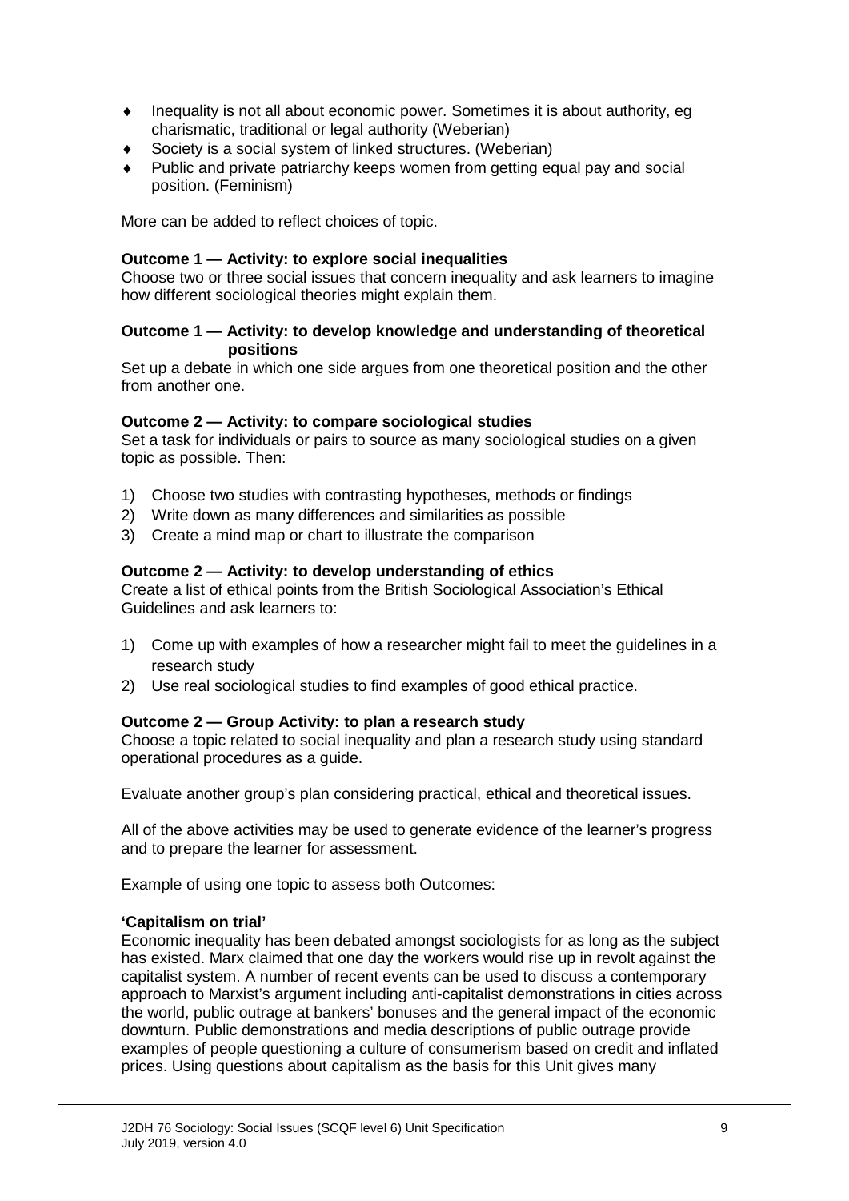- Inequality is not all about economic power. Sometimes it is about authority, eg charismatic, traditional or legal authority (Weberian)
- Society is a social system of linked structures. (Weberian)
- Public and private patriarchy keeps women from getting equal pay and social position. (Feminism)

More can be added to reflect choices of topic.

**Outcome 1 — Activity: to explore social inequalities**
Choose two or three social issues that concern inequality and ask learners to imagine how different sociological theories might explain them.

**Outcome 1 — Activity: to develop knowledge and understanding of theoretical positions**
Set up a debate in which one side argues from one theoretical position and the other from another one.

**Outcome 2 — Activity: to compare sociological studies**
Set a task for individuals or pairs to source as many sociological studies on a given topic as possible. Then:

1) Choose two studies with contrasting hypotheses, methods or findings
2) Write down as many differences and similarities as possible
3) Create a mind map or chart to illustrate the comparison

**Outcome 2 — Activity: to develop understanding of ethics**
Create a list of ethical points from the British Sociological Association's Ethical Guidelines and ask learners to:

1) Come up with examples of how a researcher might fail to meet the guidelines in a research study
2) Use real sociological studies to find examples of good ethical practice.

**Outcome 2 — Group Activity: to plan a research study**
Choose a topic related to social inequality and plan a research study using standard operational procedures as a guide.

Evaluate another group's plan considering practical, ethical and theoretical issues.

All of the above activities may be used to generate evidence of the learner's progress and to prepare the learner for assessment.

Example of using one topic to assess both Outcomes:

**'Capitalism on trial'**
Economic inequality has been debated amongst sociologists for as long as the subject has existed. Marx claimed that one day the workers would rise up in revolt against the capitalist system. A number of recent events can be used to discuss a contemporary approach to Marxist's argument including anti-capitalist demonstrations in cities across the world, public outrage at bankers' bonuses and the general impact of the economic downturn. Public demonstrations and media descriptions of public outrage provide examples of people questioning a culture of consumerism based on credit and inflated prices. Using questions about capitalism as the basis for this Unit gives many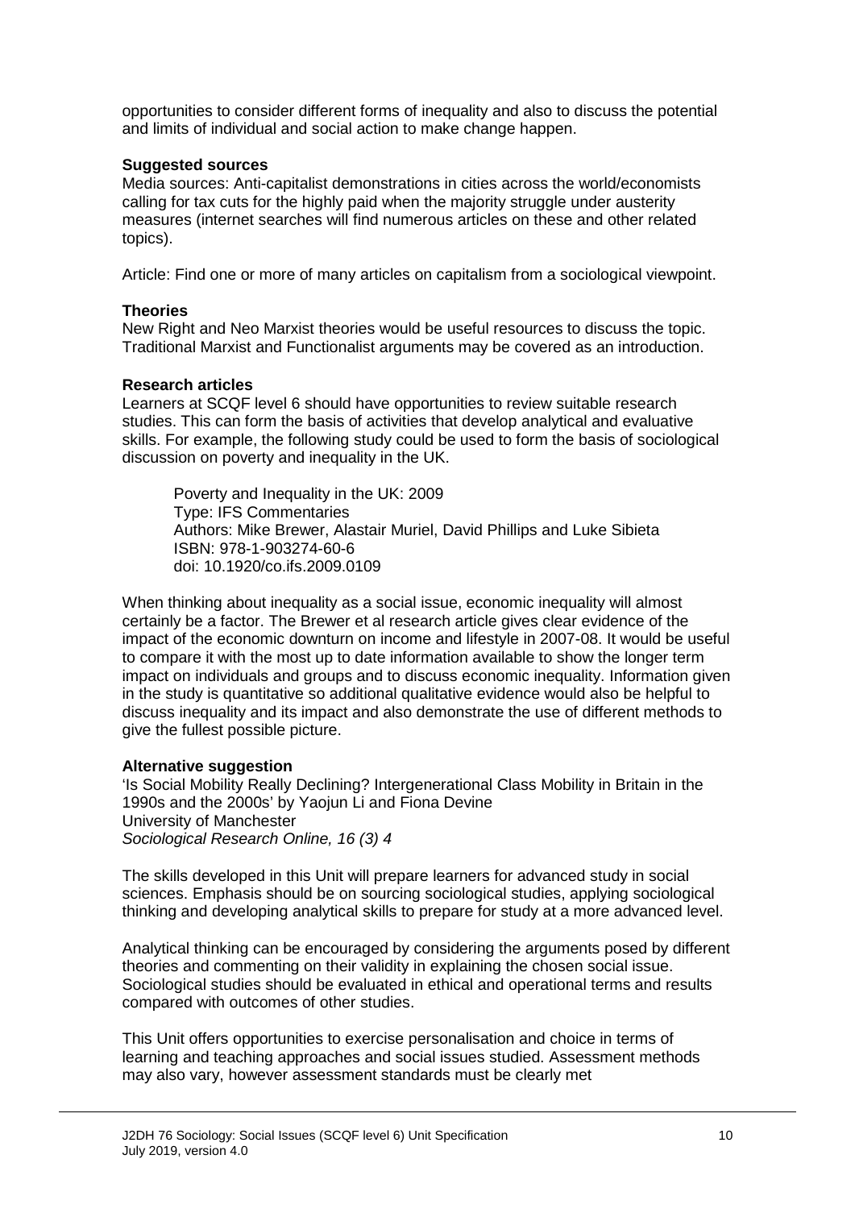opportunities to consider different forms of inequality and also to discuss the potential and limits of individual and social action to make change happen.

**Suggested sources**

Media sources: Anti-capitalist demonstrations in cities across the world/economists calling for tax cuts for the highly paid when the majority struggle under austerity measures (internet searches will find numerous articles on these and other related topics).

Article: Find one or more of many articles on capitalism from a sociological viewpoint.

**Theories**

New Right and Neo Marxist theories would be useful resources to discuss the topic. Traditional Marxist and Functionalist arguments may be covered as an introduction.

**Research articles**

Learners at SCQF level 6 should have opportunities to review suitable research studies. This can form the basis of activities that develop analytical and evaluative skills. For example, the following study could be used to form the basis of sociological discussion on poverty and inequality in the UK.

> Poverty and Inequality in the UK: 2009
> Type: IFS Commentaries
> Authors: Mike Brewer, Alastair Muriel, David Phillips and Luke Sibieta
> ISBN: 978-1-903274-60-6
> doi: 10.1920/co.ifs.2009.0109

When thinking about inequality as a social issue, economic inequality will almost certainly be a factor. The Brewer et al research article gives clear evidence of the impact of the economic downturn on income and lifestyle in 2007-08. It would be useful to compare it with the most up to date information available to show the longer term impact on individuals and groups and to discuss economic inequality. Information given in the study is quantitative so additional qualitative evidence would also be helpful to discuss inequality and its impact and also demonstrate the use of different methods to give the fullest possible picture.

**Alternative suggestion**

'Is Social Mobility Really Declining? Intergenerational Class Mobility in Britain in the 1990s and the 2000s' by Yaojun Li and Fiona Devine
University of Manchester
*Sociological Research Online, 16 (3) 4*

The skills developed in this Unit will prepare learners for advanced study in social sciences. Emphasis should be on sourcing sociological studies, applying sociological thinking and developing analytical skills to prepare for study at a more advanced level.

Analytical thinking can be encouraged by considering the arguments posed by different theories and commenting on their validity in explaining the chosen social issue. Sociological studies should be evaluated in ethical and operational terms and results compared with outcomes of other studies.

This Unit offers opportunities to exercise personalisation and choice in terms of learning and teaching approaches and social issues studied. Assessment methods may also vary, however assessment standards must be clearly met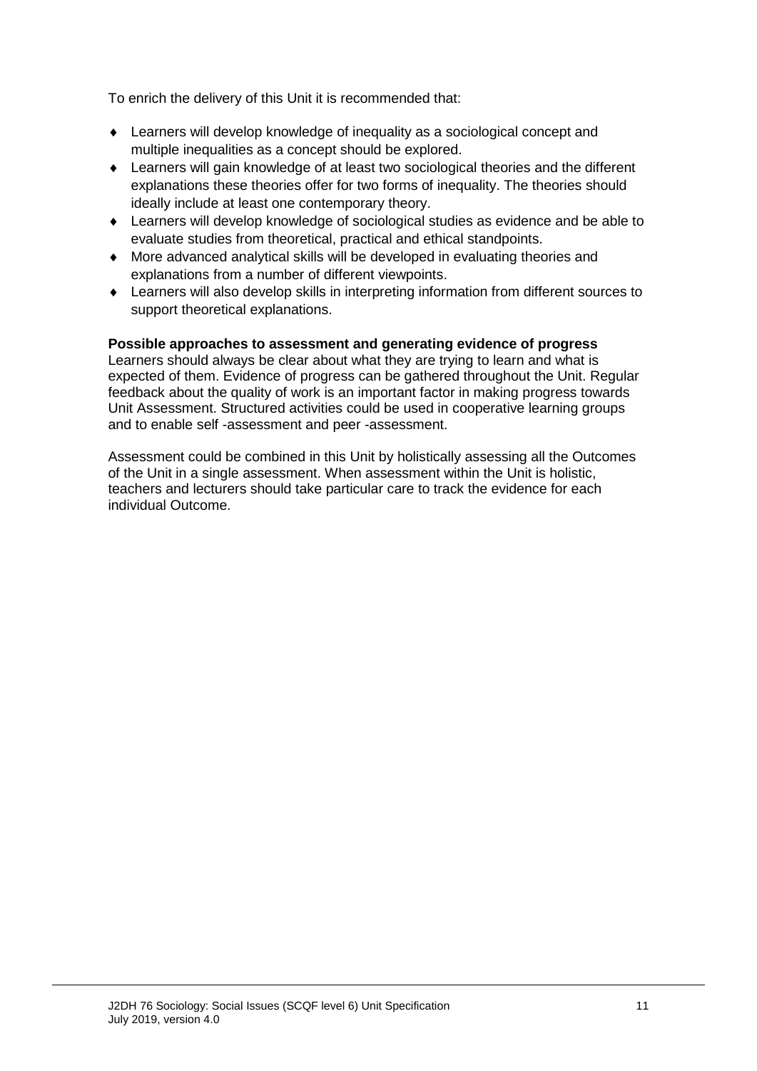To enrich the delivery of this Unit it is recommended that:

- Learners will develop knowledge of inequality as a sociological concept and multiple inequalities as a concept should be explored.
- Learners will gain knowledge of at least two sociological theories and the different explanations these theories offer for two forms of inequality. The theories should ideally include at least one contemporary theory.
- Learners will develop knowledge of sociological studies as evidence and be able to evaluate studies from theoretical, practical and ethical standpoints.
- More advanced analytical skills will be developed in evaluating theories and explanations from a number of different viewpoints.
- Learners will also develop skills in interpreting information from different sources to support theoretical explanations.

**Possible approaches to assessment and generating evidence of progress**
Learners should always be clear about what they are trying to learn and what is expected of them. Evidence of progress can be gathered throughout the Unit. Regular feedback about the quality of work is an important factor in making progress towards Unit Assessment. Structured activities could be used in cooperative learning groups and to enable self -assessment and peer -assessment.

Assessment could be combined in this Unit by holistically assessing all the Outcomes of the Unit in a single assessment. When assessment within the Unit is holistic, teachers and lecturers should take particular care to track the evidence for each individual Outcome.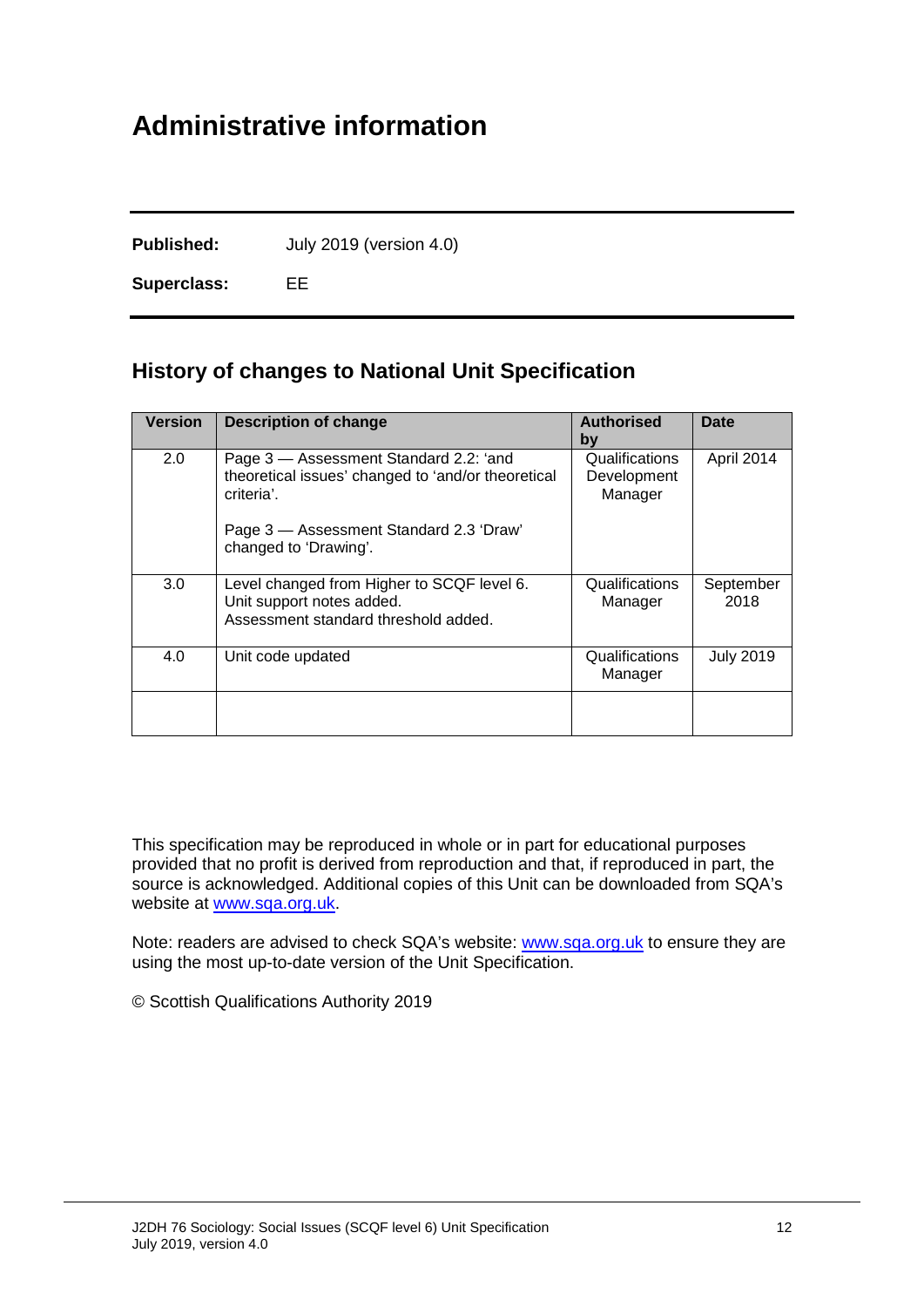# Administrative information

**Published:** July 2019 (version 4.0)

**Superclass:** EE

## History of changes to National Unit Specification

| Version | Description of change | Authorised by | Date |
|---|---|---|---|
| 2.0 | Page 3 — Assessment Standard 2.2: 'and theoretical issues' changed to 'and/or theoretical criteria'.<br><br>Page 3 — Assessment Standard 2.3 'Draw' changed to 'Drawing'. | Qualifications Development Manager | April 2014 |
| 3.0 | Level changed from Higher to SCQF level 6.<br>Unit support notes added.<br>Assessment standard threshold added. | Qualifications Manager | September 2018 |
| 4.0 | Unit code updated | Qualifications Manager | July 2019 |
| | | | |

This specification may be reproduced in whole or in part for educational purposes provided that no profit is derived from reproduction and that, if reproduced in part, the source is acknowledged. Additional copies of this Unit can be downloaded from SQA's website at www.sqa.org.uk.

Note: readers are advised to check SQA's website: www.sqa.org.uk to ensure they are using the most up-to-date version of the Unit Specification.

© Scottish Qualifications Authority 2019